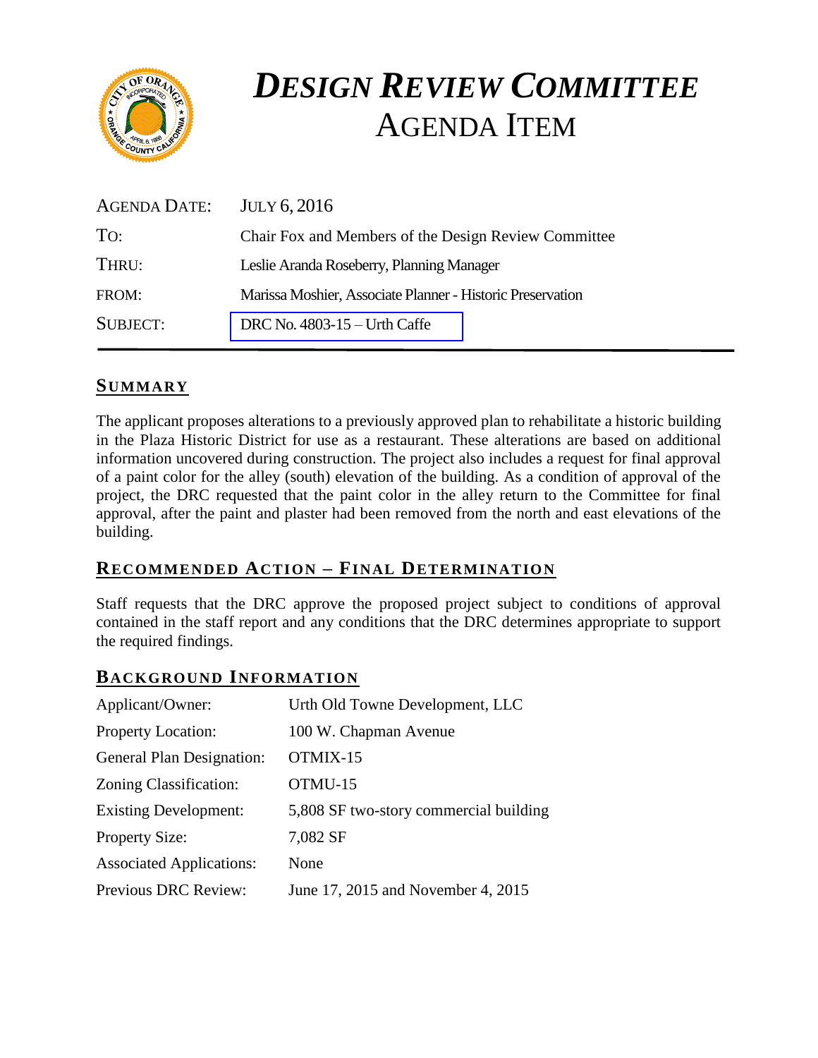# *DESIGN REVIEW COMMITTEE*
# AGENDA ITEM

| | |
|---|---|
| AGENDA DATE: | JULY 6, 2016 |
| TO: | Chair Fox and Members of the Design Review Committee |
| THRU: | Leslie Aranda Roseberry, Planning Manager |
| FROM: | Marissa Moshier, Associate Planner - Historic Preservation |
| SUBJECT: | DRC No. 4803-15 – Urth Caffe |

## SUMMARY

The applicant proposes alterations to a previously approved plan to rehabilitate a historic building in the Plaza Historic District for use as a restaurant. These alterations are based on additional information uncovered during construction. The project also includes a request for final approval of a paint color for the alley (south) elevation of the building. As a condition of approval of the project, the DRC requested that the paint color in the alley return to the Committee for final approval, after the paint and plaster had been removed from the north and east elevations of the building.

## RECOMMENDED ACTION – FINAL DETERMINATION

Staff requests that the DRC approve the proposed project subject to conditions of approval contained in the staff report and any conditions that the DRC determines appropriate to support the required findings.

## BACKGROUND INFORMATION

| | |
|---|---|
| Applicant/Owner: | Urth Old Towne Development, LLC |
| Property Location: | 100 W. Chapman Avenue |
| General Plan Designation: | OTMIX-15 |
| Zoning Classification: | OTMU-15 |
| Existing Development: | 5,808 SF two-story commercial building |
| Property Size: | 7,082 SF |
| Associated Applications: | None |
| Previous DRC Review: | June 17, 2015 and November 4, 2015 |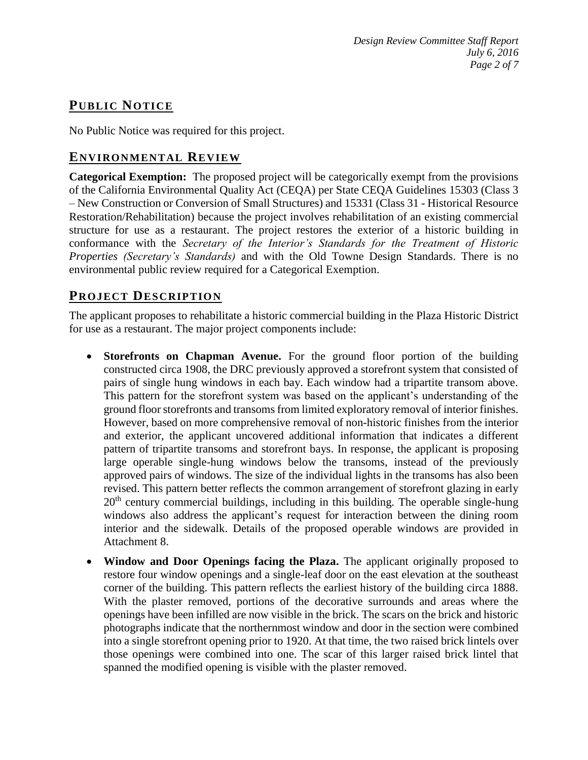## PUBLIC NOTICE

No Public Notice was required for this project.

## ENVIRONMENTAL REVIEW

**Categorical Exemption:** The proposed project will be categorically exempt from the provisions of the California Environmental Quality Act (CEQA) per State CEQA Guidelines 15303 (Class 3 – New Construction or Conversion of Small Structures) and 15331 (Class 31 - Historical Resource Restoration/Rehabilitation) because the project involves rehabilitation of an existing commercial structure for use as a restaurant. The project restores the exterior of a historic building in conformance with the *Secretary of the Interior's Standards for the Treatment of Historic Properties (Secretary's Standards)* and with the Old Towne Design Standards. There is no environmental public review required for a Categorical Exemption.

## PROJECT DESCRIPTION

The applicant proposes to rehabilitate a historic commercial building in the Plaza Historic District for use as a restaurant. The major project components include:

- **Storefronts on Chapman Avenue.** For the ground floor portion of the building constructed circa 1908, the DRC previously approved a storefront system that consisted of pairs of single hung windows in each bay. Each window had a tripartite transom above. This pattern for the storefront system was based on the applicant's understanding of the ground floor storefronts and transoms from limited exploratory removal of interior finishes. However, based on more comprehensive removal of non-historic finishes from the interior and exterior, the applicant uncovered additional information that indicates a different pattern of tripartite transoms and storefront bays. In response, the applicant is proposing large operable single-hung windows below the transoms, instead of the previously approved pairs of windows. The size of the individual lights in the transoms has also been revised. This pattern better reflects the common arrangement of storefront glazing in early 20th century commercial buildings, including in this building. The operable single-hung windows also address the applicant's request for interaction between the dining room interior and the sidewalk. Details of the proposed operable windows are provided in Attachment 8.
- **Window and Door Openings facing the Plaza.** The applicant originally proposed to restore four window openings and a single-leaf door on the east elevation at the southeast corner of the building. This pattern reflects the earliest history of the building circa 1888. With the plaster removed, portions of the decorative surrounds and areas where the openings have been infilled are now visible in the brick. The scars on the brick and historic photographs indicate that the northernmost window and door in the section were combined into a single storefront opening prior to 1920. At that time, the two raised brick lintels over those openings were combined into one. The scar of this larger raised brick lintel that spanned the modified opening is visible with the plaster removed.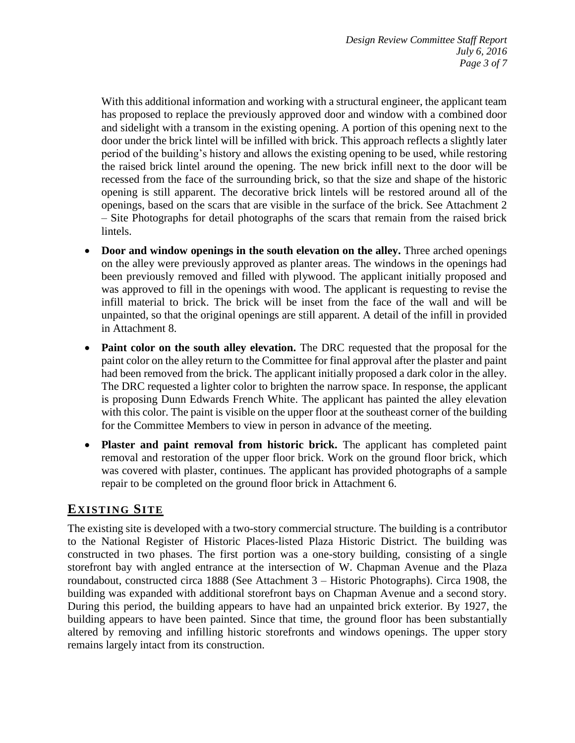With this additional information and working with a structural engineer, the applicant team has proposed to replace the previously approved door and window with a combined door and sidelight with a transom in the existing opening. A portion of this opening next to the door under the brick lintel will be infilled with brick. This approach reflects a slightly later period of the building's history and allows the existing opening to be used, while restoring the raised brick lintel around the opening. The new brick infill next to the door will be recessed from the face of the surrounding brick, so that the size and shape of the historic opening is still apparent. The decorative brick lintels will be restored around all of the openings, based on the scars that are visible in the surface of the brick. See Attachment 2 – Site Photographs for detail photographs of the scars that remain from the raised brick lintels.

- **Door and window openings in the south elevation on the alley.** Three arched openings on the alley were previously approved as planter areas. The windows in the openings had been previously removed and filled with plywood. The applicant initially proposed and was approved to fill in the openings with wood. The applicant is requesting to revise the infill material to brick. The brick will be inset from the face of the wall and will be unpainted, so that the original openings are still apparent. A detail of the infill in provided in Attachment 8.
- **Paint color on the south alley elevation.** The DRC requested that the proposal for the paint color on the alley return to the Committee for final approval after the plaster and paint had been removed from the brick. The applicant initially proposed a dark color in the alley. The DRC requested a lighter color to brighten the narrow space. In response, the applicant is proposing Dunn Edwards French White. The applicant has painted the alley elevation with this color. The paint is visible on the upper floor at the southeast corner of the building for the Committee Members to view in person in advance of the meeting.
- **Plaster and paint removal from historic brick.** The applicant has completed paint removal and restoration of the upper floor brick. Work on the ground floor brick, which was covered with plaster, continues. The applicant has provided photographs of a sample repair to be completed on the ground floor brick in Attachment 6.

## EXISTING SITE

The existing site is developed with a two-story commercial structure. The building is a contributor to the National Register of Historic Places-listed Plaza Historic District. The building was constructed in two phases. The first portion was a one-story building, consisting of a single storefront bay with angled entrance at the intersection of W. Chapman Avenue and the Plaza roundabout, constructed circa 1888 (See Attachment 3 – Historic Photographs). Circa 1908, the building was expanded with additional storefront bays on Chapman Avenue and a second story. During this period, the building appears to have had an unpainted brick exterior. By 1927, the building appears to have been painted. Since that time, the ground floor has been substantially altered by removing and infilling historic storefronts and windows openings. The upper story remains largely intact from its construction.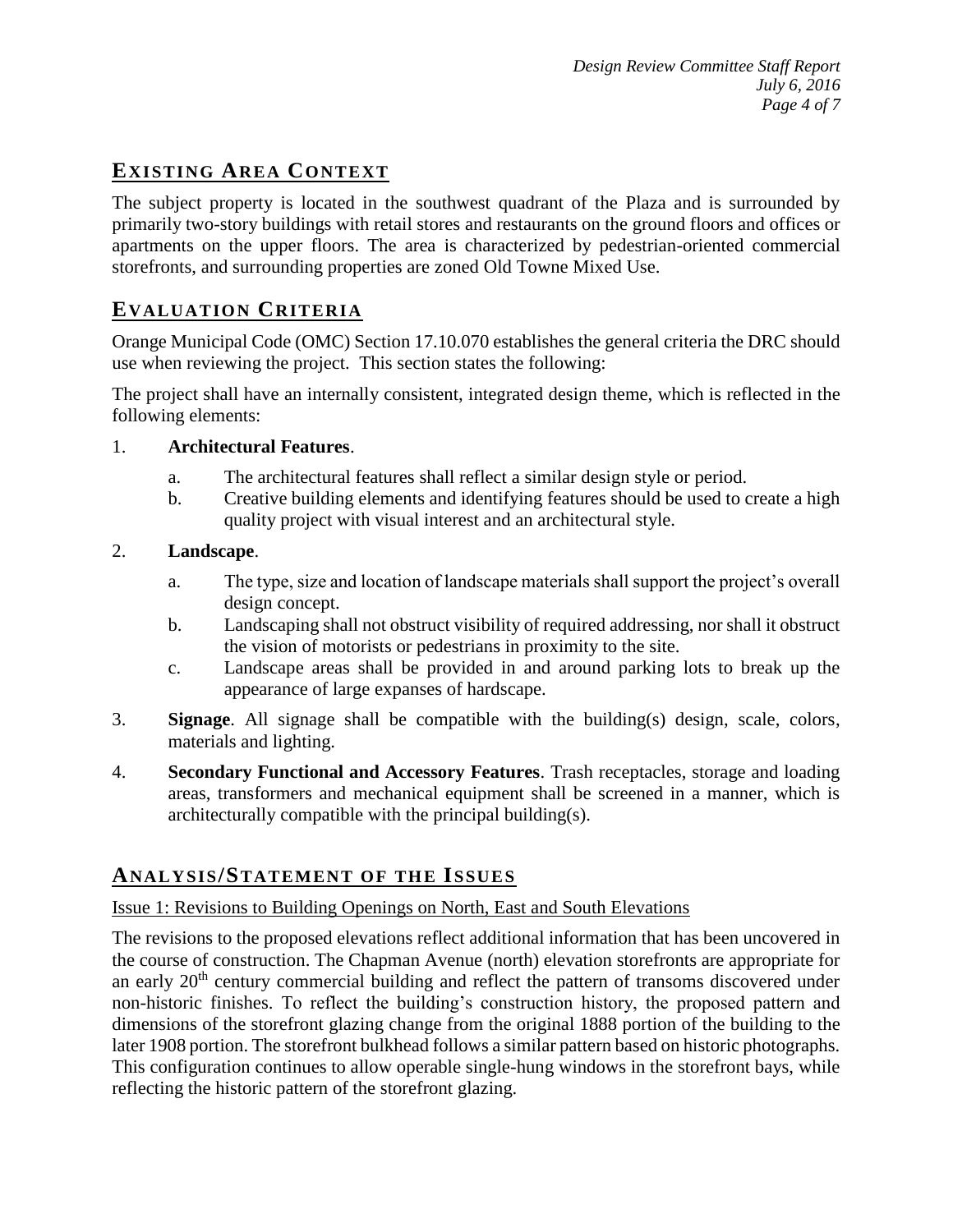## EXISTING AREA CONTEXT

The subject property is located in the southwest quadrant of the Plaza and is surrounded by primarily two-story buildings with retail stores and restaurants on the ground floors and offices or apartments on the upper floors. The area is characterized by pedestrian-oriented commercial storefronts, and surrounding properties are zoned Old Towne Mixed Use.

## EVALUATION CRITERIA

Orange Municipal Code (OMC) Section 17.10.070 establishes the general criteria the DRC should use when reviewing the project. This section states the following:

The project shall have an internally consistent, integrated design theme, which is reflected in the following elements:

1. **Architectural Features**.
   a. The architectural features shall reflect a similar design style or period.
   b. Creative building elements and identifying features should be used to create a high quality project with visual interest and an architectural style.

2. **Landscape**.
   a. The type, size and location of landscape materials shall support the project's overall design concept.
   b. Landscaping shall not obstruct visibility of required addressing, nor shall it obstruct the vision of motorists or pedestrians in proximity to the site.
   c. Landscape areas shall be provided in and around parking lots to break up the appearance of large expanses of hardscape.

3. **Signage**. All signage shall be compatible with the building(s) design, scale, colors, materials and lighting.

4. **Secondary Functional and Accessory Features**. Trash receptacles, storage and loading areas, transformers and mechanical equipment shall be screened in a manner, which is architecturally compatible with the principal building(s).

## ANALYSIS/STATEMENT OF THE ISSUES

Issue 1: Revisions to Building Openings on North, East and South Elevations

The revisions to the proposed elevations reflect additional information that has been uncovered in the course of construction. The Chapman Avenue (north) elevation storefronts are appropriate for an early 20th century commercial building and reflect the pattern of transoms discovered under non-historic finishes. To reflect the building's construction history, the proposed pattern and dimensions of the storefront glazing change from the original 1888 portion of the building to the later 1908 portion. The storefront bulkhead follows a similar pattern based on historic photographs. This configuration continues to allow operable single-hung windows in the storefront bays, while reflecting the historic pattern of the storefront glazing.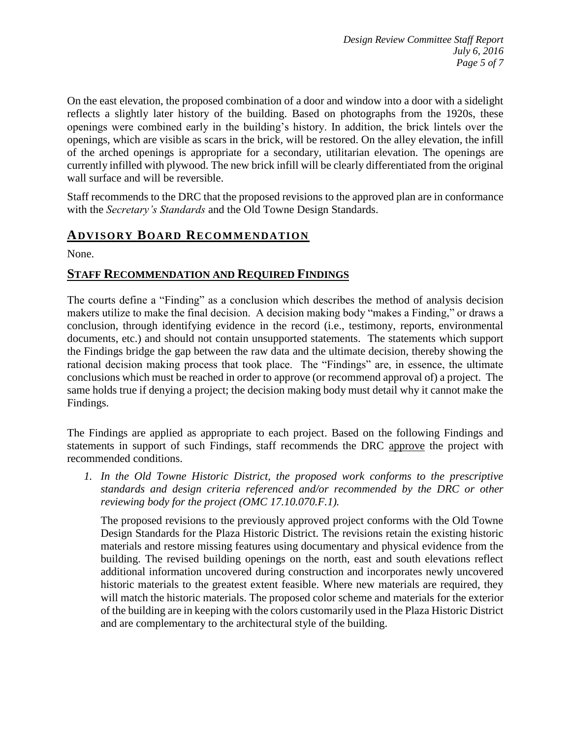On the east elevation, the proposed combination of a door and window into a door with a sidelight reflects a slightly later history of the building. Based on photographs from the 1920s, these openings were combined early in the building's history. In addition, the brick lintels over the openings, which are visible as scars in the brick, will be restored. On the alley elevation, the infill of the arched openings is appropriate for a secondary, utilitarian elevation. The openings are currently infilled with plywood. The new brick infill will be clearly differentiated from the original wall surface and will be reversible.

Staff recommends to the DRC that the proposed revisions to the approved plan are in conformance with the *Secretary's Standards* and the Old Towne Design Standards.

## ADVISORY BOARD RECOMMENDATION

None.

## STAFF RECOMMENDATION AND REQUIRED FINDINGS

The courts define a "Finding" as a conclusion which describes the method of analysis decision makers utilize to make the final decision. A decision making body "makes a Finding," or draws a conclusion, through identifying evidence in the record (i.e., testimony, reports, environmental documents, etc.) and should not contain unsupported statements. The statements which support the Findings bridge the gap between the raw data and the ultimate decision, thereby showing the rational decision making process that took place. The "Findings" are, in essence, the ultimate conclusions which must be reached in order to approve (or recommend approval of) a project. The same holds true if denying a project; the decision making body must detail why it cannot make the Findings.

The Findings are applied as appropriate to each project. Based on the following Findings and statements in support of such Findings, staff recommends the DRC approve the project with recommended conditions.

1. *In the Old Towne Historic District, the proposed work conforms to the prescriptive standards and design criteria referenced and/or recommended by the DRC or other reviewing body for the project (OMC 17.10.070.F.1).*

   The proposed revisions to the previously approved project conforms with the Old Towne Design Standards for the Plaza Historic District. The revisions retain the existing historic materials and restore missing features using documentary and physical evidence from the building. The revised building openings on the north, east and south elevations reflect additional information uncovered during construction and incorporates newly uncovered historic materials to the greatest extent feasible. Where new materials are required, they will match the historic materials. The proposed color scheme and materials for the exterior of the building are in keeping with the colors customarily used in the Plaza Historic District and are complementary to the architectural style of the building.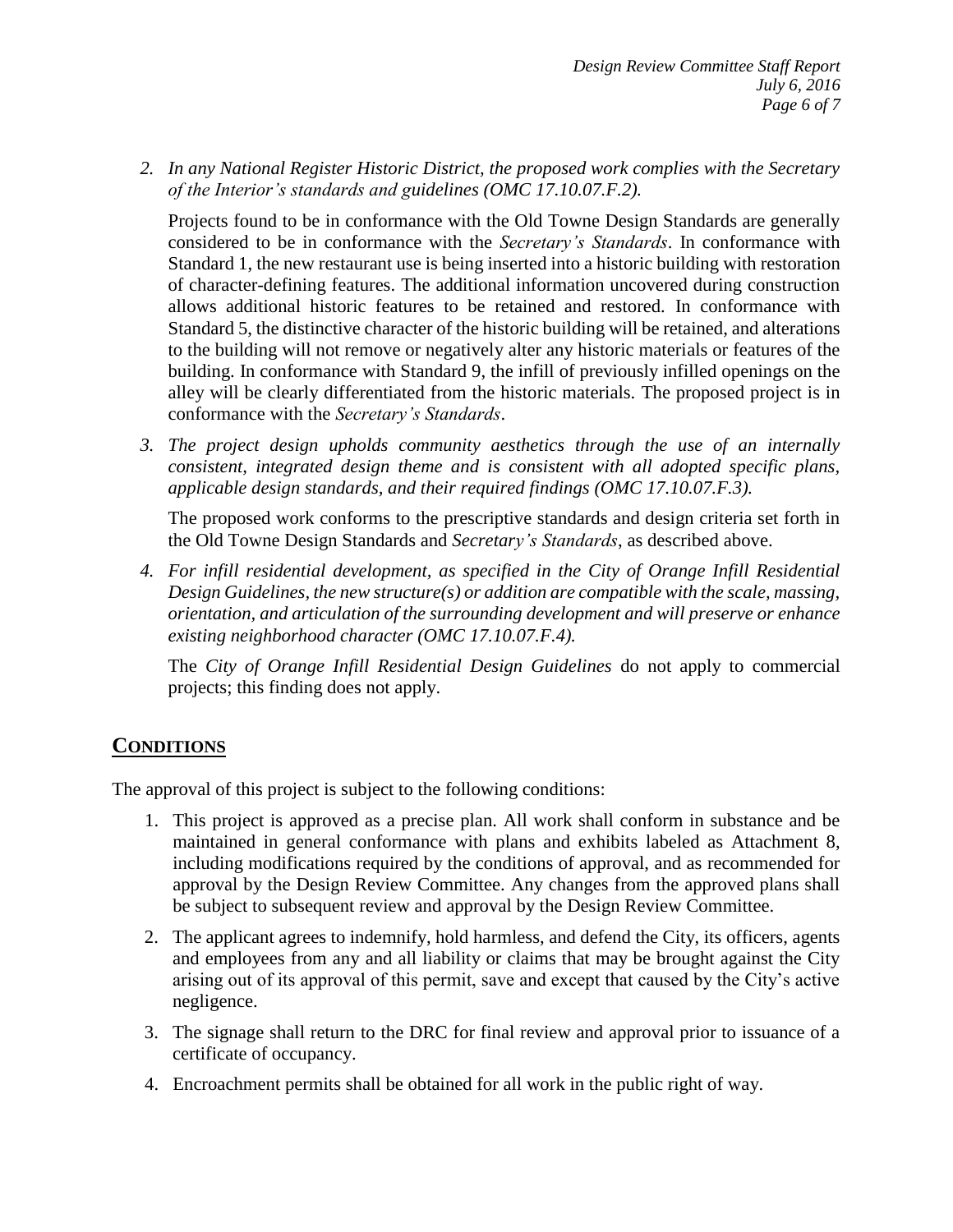2. *In any National Register Historic District, the proposed work complies with the Secretary of the Interior's standards and guidelines (OMC 17.10.07.F.2).*

   Projects found to be in conformance with the Old Towne Design Standards are generally considered to be in conformance with the *Secretary's Standards*. In conformance with Standard 1, the new restaurant use is being inserted into a historic building with restoration of character-defining features. The additional information uncovered during construction allows additional historic features to be retained and restored. In conformance with Standard 5, the distinctive character of the historic building will be retained, and alterations to the building will not remove or negatively alter any historic materials or features of the building. In conformance with Standard 9, the infill of previously infilled openings on the alley will be clearly differentiated from the historic materials. The proposed project is in conformance with the *Secretary's Standards*.

3. *The project design upholds community aesthetics through the use of an internally consistent, integrated design theme and is consistent with all adopted specific plans, applicable design standards, and their required findings (OMC 17.10.07.F.3).*

   The proposed work conforms to the prescriptive standards and design criteria set forth in the Old Towne Design Standards and *Secretary's Standards*, as described above.

4. *For infill residential development, as specified in the City of Orange Infill Residential Design Guidelines, the new structure(s) or addition are compatible with the scale, massing, orientation, and articulation of the surrounding development and will preserve or enhance existing neighborhood character (OMC 17.10.07.F.4).*

   The *City of Orange Infill Residential Design Guidelines* do not apply to commercial projects; this finding does not apply.

## CONDITIONS

The approval of this project is subject to the following conditions:

1. This project is approved as a precise plan. All work shall conform in substance and be maintained in general conformance with plans and exhibits labeled as Attachment 8, including modifications required by the conditions of approval, and as recommended for approval by the Design Review Committee. Any changes from the approved plans shall be subject to subsequent review and approval by the Design Review Committee.
2. The applicant agrees to indemnify, hold harmless, and defend the City, its officers, agents and employees from any and all liability or claims that may be brought against the City arising out of its approval of this permit, save and except that caused by the City's active negligence.
3. The signage shall return to the DRC for final review and approval prior to issuance of a certificate of occupancy.
4. Encroachment permits shall be obtained for all work in the public right of way.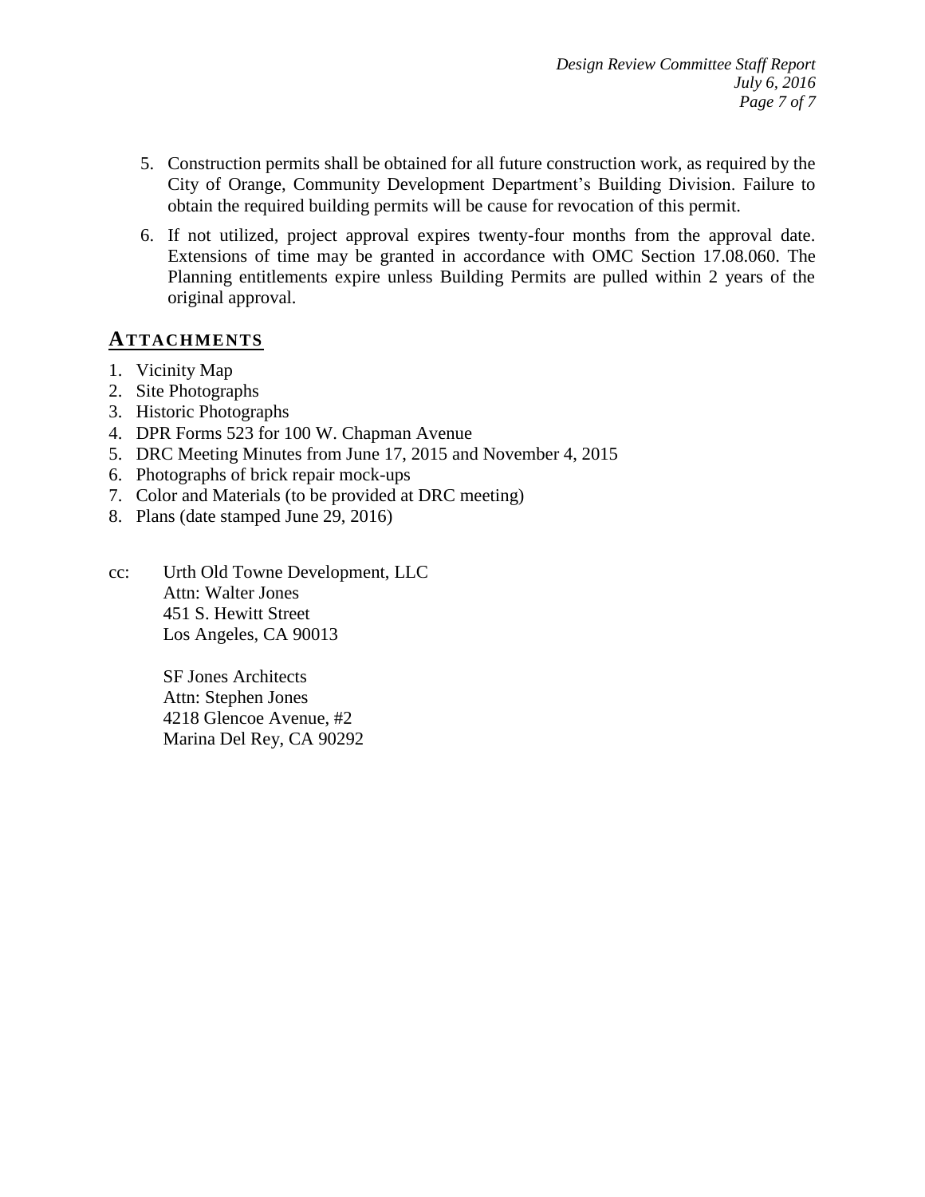5. Construction permits shall be obtained for all future construction work, as required by the City of Orange, Community Development Department's Building Division. Failure to obtain the required building permits will be cause for revocation of this permit.
6. If not utilized, project approval expires twenty-four months from the approval date. Extensions of time may be granted in accordance with OMC Section 17.08.060. The Planning entitlements expire unless Building Permits are pulled within 2 years of the original approval.

## ATTACHMENTS

1. Vicinity Map
2. Site Photographs
3. Historic Photographs
4. DPR Forms 523 for 100 W. Chapman Avenue
5. DRC Meeting Minutes from June 17, 2015 and November 4, 2015
6. Photographs of brick repair mock-ups
7. Color and Materials (to be provided at DRC meeting)
8. Plans (date stamped June 29, 2016)

cc: Urth Old Towne Development, LLC
Attn: Walter Jones
451 S. Hewitt Street
Los Angeles, CA 90013

SF Jones Architects
Attn: Stephen Jones
4218 Glencoe Avenue, #2
Marina Del Rey, CA 90292